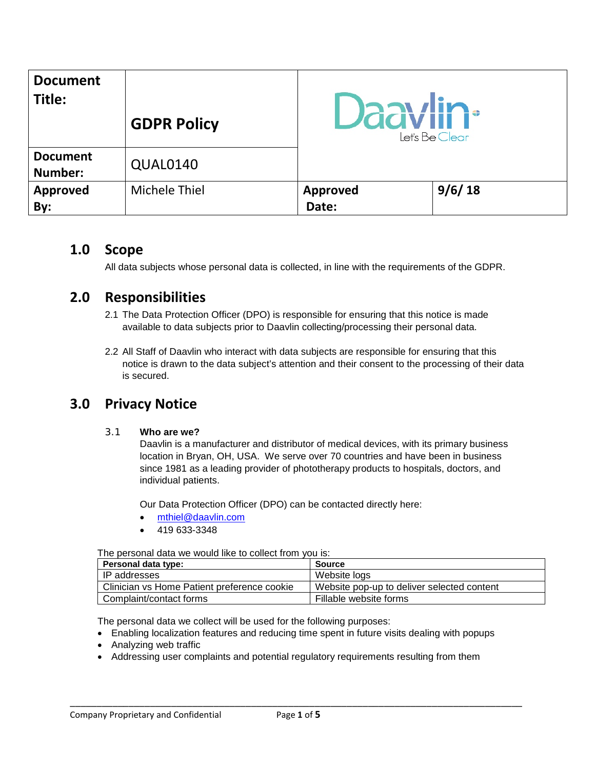| Document Title: | GDPR Policy | Daavlin Let's Be Clear | |
|---|---|---|---|
| Document Number: | QUAL0140 | | |
| Approved By: | Michele Thiel | Approved Date: | 9/6/ 18 |

## 1.0 Scope

All data subjects whose personal data is collected, in line with the requirements of the GDPR.

## 2.0 Responsibilities

2.1 The Data Protection Officer (DPO) is responsible for ensuring that this notice is made available to data subjects prior to Daavlin collecting/processing their personal data.

2.2 All Staff of Daavlin who interact with data subjects are responsible for ensuring that this notice is drawn to the data subject's attention and their consent to the processing of their data is secured.

## 3.0 Privacy Notice

### 3.1 Who are we?

Daavlin is a manufacturer and distributor of medical devices, with its primary business location in Bryan, OH, USA. We serve over 70 countries and have been in business since 1981 as a leading provider of phototherapy products to hospitals, doctors, and individual patients.

Our Data Protection Officer (DPO) can be contacted directly here:

- mthiel@daavlin.com
- 419 633-3348

The personal data we would like to collect from you is:

| Personal data type: | Source |
|---|---|
| IP addresses | Website logs |
| Clinician vs Home Patient preference cookie | Website pop-up to deliver selected content |
| Complaint/contact forms | Fillable website forms |

The personal data we collect will be used for the following purposes:

- Enabling localization features and reducing time spent in future visits dealing with popups
- Analyzing web traffic
- Addressing user complaints and potential regulatory requirements resulting from them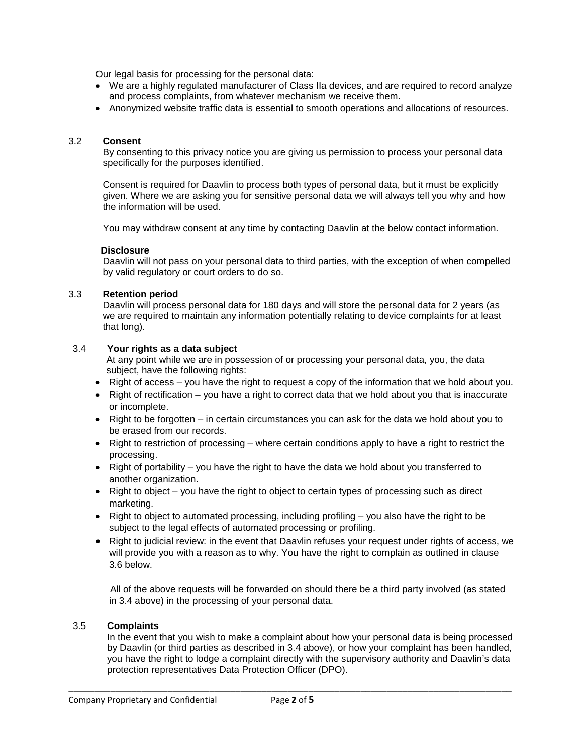Our legal basis for processing for the personal data:

- We are a highly regulated manufacturer of Class IIa devices, and are required to record analyze and process complaints, from whatever mechanism we receive them.
- Anonymized website traffic data is essential to smooth operations and allocations of resources.

### 3.2 Consent

By consenting to this privacy notice you are giving us permission to process your personal data specifically for the purposes identified.

Consent is required for Daavlin to process both types of personal data, but it must be explicitly given. Where we are asking you for sensitive personal data we will always tell you why and how the information will be used.

You may withdraw consent at any time by contacting Daavlin at the below contact information.

**Disclosure**

Daavlin will not pass on your personal data to third parties, with the exception of when compelled by valid regulatory or court orders to do so.

### 3.3 Retention period

Daavlin will process personal data for 180 days and will store the personal data for 2 years (as we are required to maintain any information potentially relating to device complaints for at least that long).

### 3.4 Your rights as a data subject

At any point while we are in possession of or processing your personal data, you, the data subject, have the following rights:

- Right of access – you have the right to request a copy of the information that we hold about you.
- Right of rectification – you have a right to correct data that we hold about you that is inaccurate or incomplete.
- Right to be forgotten – in certain circumstances you can ask for the data we hold about you to be erased from our records.
- Right to restriction of processing – where certain conditions apply to have a right to restrict the processing.
- Right of portability – you have the right to have the data we hold about you transferred to another organization.
- Right to object – you have the right to object to certain types of processing such as direct marketing.
- Right to object to automated processing, including profiling – you also have the right to be subject to the legal effects of automated processing or profiling.
- Right to judicial review: in the event that Daavlin refuses your request under rights of access, we will provide you with a reason as to why. You have the right to complain as outlined in clause 3.6 below.

All of the above requests will be forwarded on should there be a third party involved (as stated in 3.4 above) in the processing of your personal data.

### 3.5 Complaints

In the event that you wish to make a complaint about how your personal data is being processed by Daavlin (or third parties as described in 3.4 above), or how your complaint has been handled, you have the right to lodge a complaint directly with the supervisory authority and Daavlin's data protection representatives Data Protection Officer (DPO).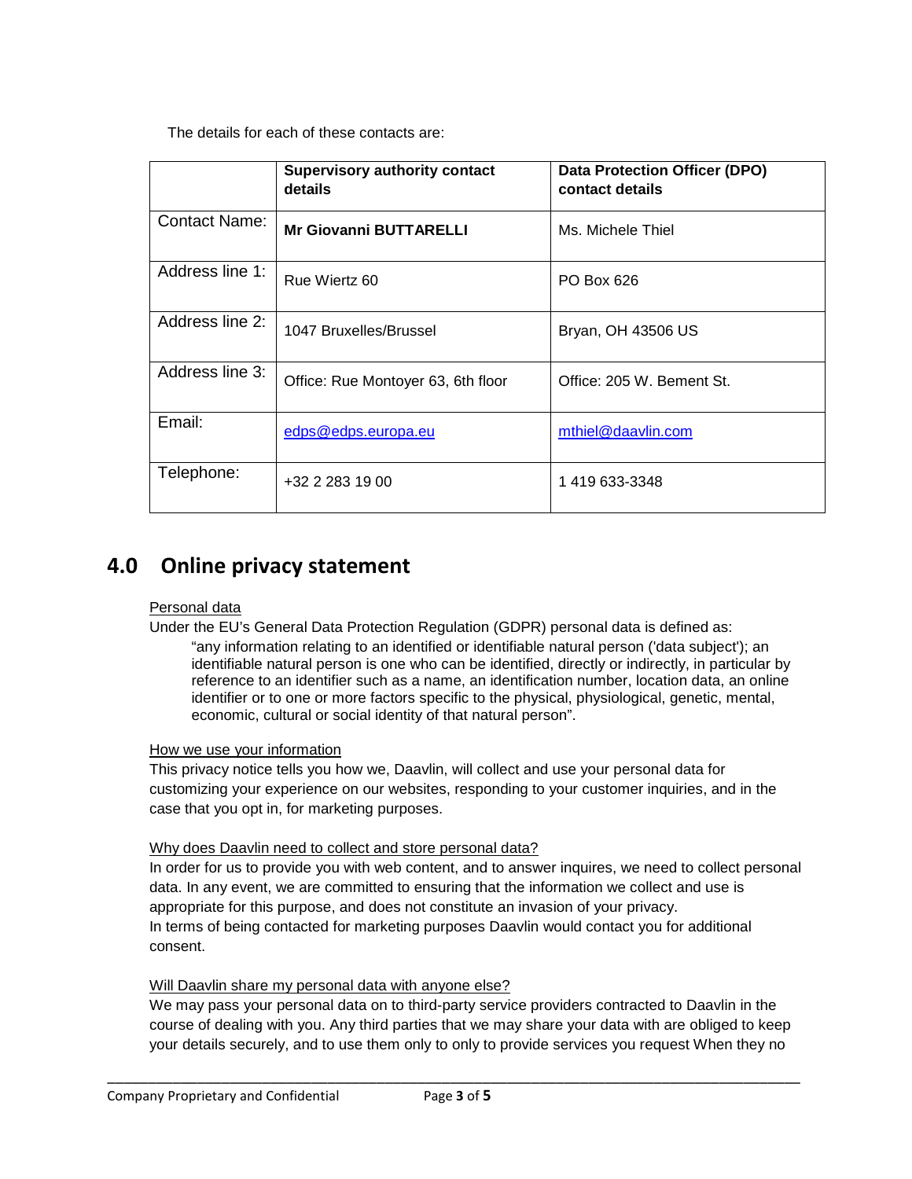The details for each of these contacts are:

| | **Supervisory authority contact details** | **Data Protection Officer (DPO) contact details** |
|---|---|---|
| Contact Name: | **Mr Giovanni BUTTARELLI** | Ms. Michele Thiel |
| Address line 1: | Rue Wiertz 60 | PO Box 626 |
| Address line 2: | 1047 Bruxelles/Brussel | Bryan, OH 43506 US |
| Address line 3: | Office: Rue Montoyer 63, 6th floor | Office: 205 W. Bement St. |
| Email: | edps@edps.europa.eu | mthiel@daavlin.com |
| Telephone: | +32 2 283 19 00 | 1 419 633-3348 |

## 4.0 Online privacy statement

Personal data

Under the EU's General Data Protection Regulation (GDPR) personal data is defined as:

> "any information relating to an identified or identifiable natural person ('data subject'); an identifiable natural person is one who can be identified, directly or indirectly, in particular by reference to an identifier such as a name, an identification number, location data, an online identifier or to one or more factors specific to the physical, physiological, genetic, mental, economic, cultural or social identity of that natural person".

How we use your information

This privacy notice tells you how we, Daavlin, will collect and use your personal data for customizing your experience on our websites, responding to your customer inquiries, and in the case that you opt in, for marketing purposes.

Why does Daavlin need to collect and store personal data?

In order for us to provide you with web content, and to answer inquires, we need to collect personal data. In any event, we are committed to ensuring that the information we collect and use is appropriate for this purpose, and does not constitute an invasion of your privacy.
In terms of being contacted for marketing purposes Daavlin would contact you for additional consent.

Will Daavlin share my personal data with anyone else?

We may pass your personal data on to third-party service providers contracted to Daavlin in the course of dealing with you. Any third parties that we may share your data with are obliged to keep your details securely, and to use them only to only to provide services you request When they no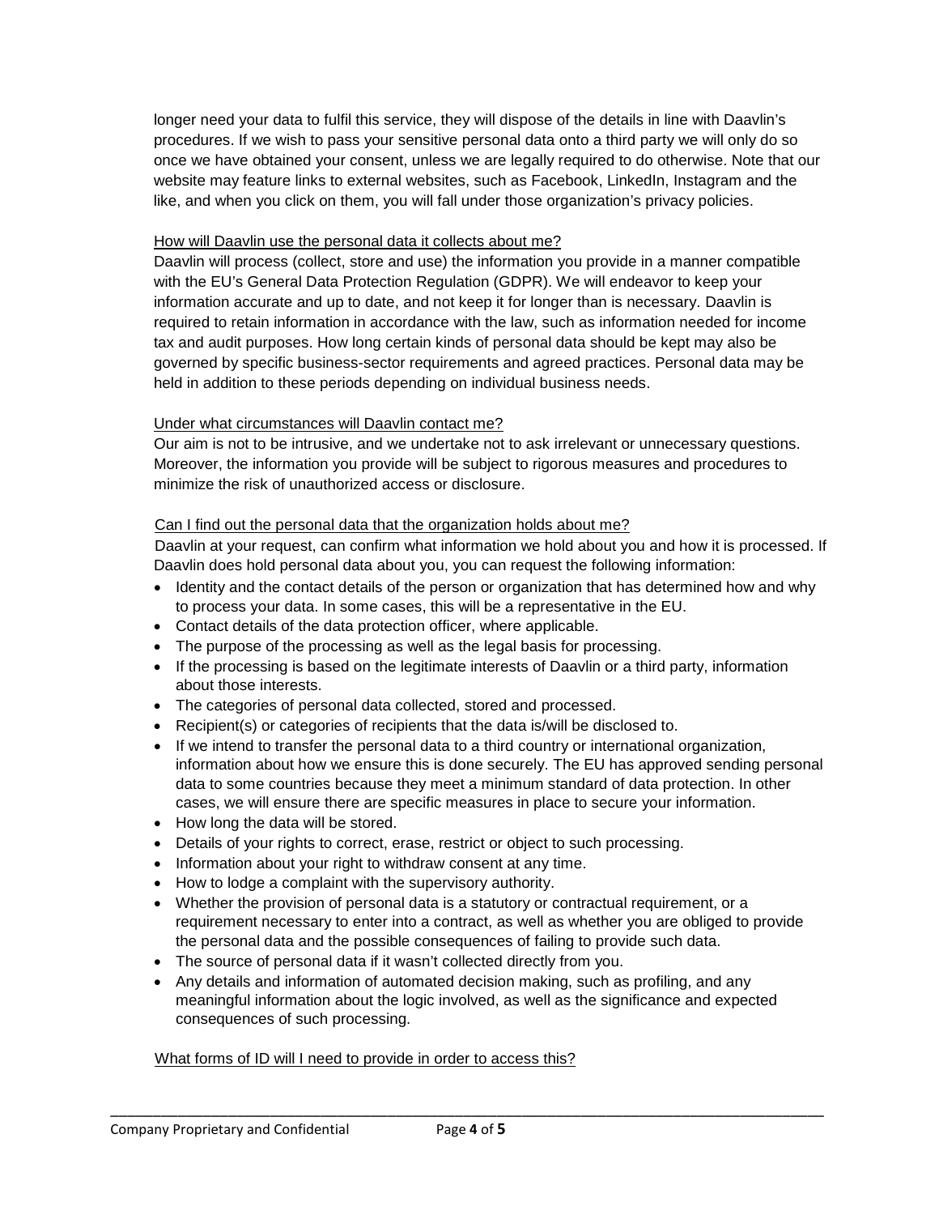longer need your data to fulfil this service, they will dispose of the details in line with Daavlin's procedures. If we wish to pass your sensitive personal data onto a third party we will only do so once we have obtained your consent, unless we are legally required to do otherwise. Note that our website may feature links to external websites, such as Facebook, LinkedIn, Instagram and the like, and when you click on them, you will fall under those organization's privacy policies.

<u>How will Daavlin use the personal data it collects about me?</u>

Daavlin will process (collect, store and use) the information you provide in a manner compatible with the EU's General Data Protection Regulation (GDPR). We will endeavor to keep your information accurate and up to date, and not keep it for longer than is necessary. Daavlin is required to retain information in accordance with the law, such as information needed for income tax and audit purposes. How long certain kinds of personal data should be kept may also be governed by specific business-sector requirements and agreed practices. Personal data may be held in addition to these periods depending on individual business needs.

<u>Under what circumstances will Daavlin contact me?</u>

Our aim is not to be intrusive, and we undertake not to ask irrelevant or unnecessary questions. Moreover, the information you provide will be subject to rigorous measures and procedures to minimize the risk of unauthorized access or disclosure.

<u>Can I find out the personal data that the organization holds about me?</u>

Daavlin at your request, can confirm what information we hold about you and how it is processed. If Daavlin does hold personal data about you, you can request the following information:

- Identity and the contact details of the person or organization that has determined how and why to process your data. In some cases, this will be a representative in the EU.
- Contact details of the data protection officer, where applicable.
- The purpose of the processing as well as the legal basis for processing.
- If the processing is based on the legitimate interests of Daavlin or a third party, information about those interests.
- The categories of personal data collected, stored and processed.
- Recipient(s) or categories of recipients that the data is/will be disclosed to.
- If we intend to transfer the personal data to a third country or international organization, information about how we ensure this is done securely. The EU has approved sending personal data to some countries because they meet a minimum standard of data protection. In other cases, we will ensure there are specific measures in place to secure your information.
- How long the data will be stored.
- Details of your rights to correct, erase, restrict or object to such processing.
- Information about your right to withdraw consent at any time.
- How to lodge a complaint with the supervisory authority.
- Whether the provision of personal data is a statutory or contractual requirement, or a requirement necessary to enter into a contract, as well as whether you are obliged to provide the personal data and the possible consequences of failing to provide such data.
- The source of personal data if it wasn't collected directly from you.
- Any details and information of automated decision making, such as profiling, and any meaningful information about the logic involved, as well as the significance and expected consequences of such processing.

<u>What forms of ID will I need to provide in order to access this?</u>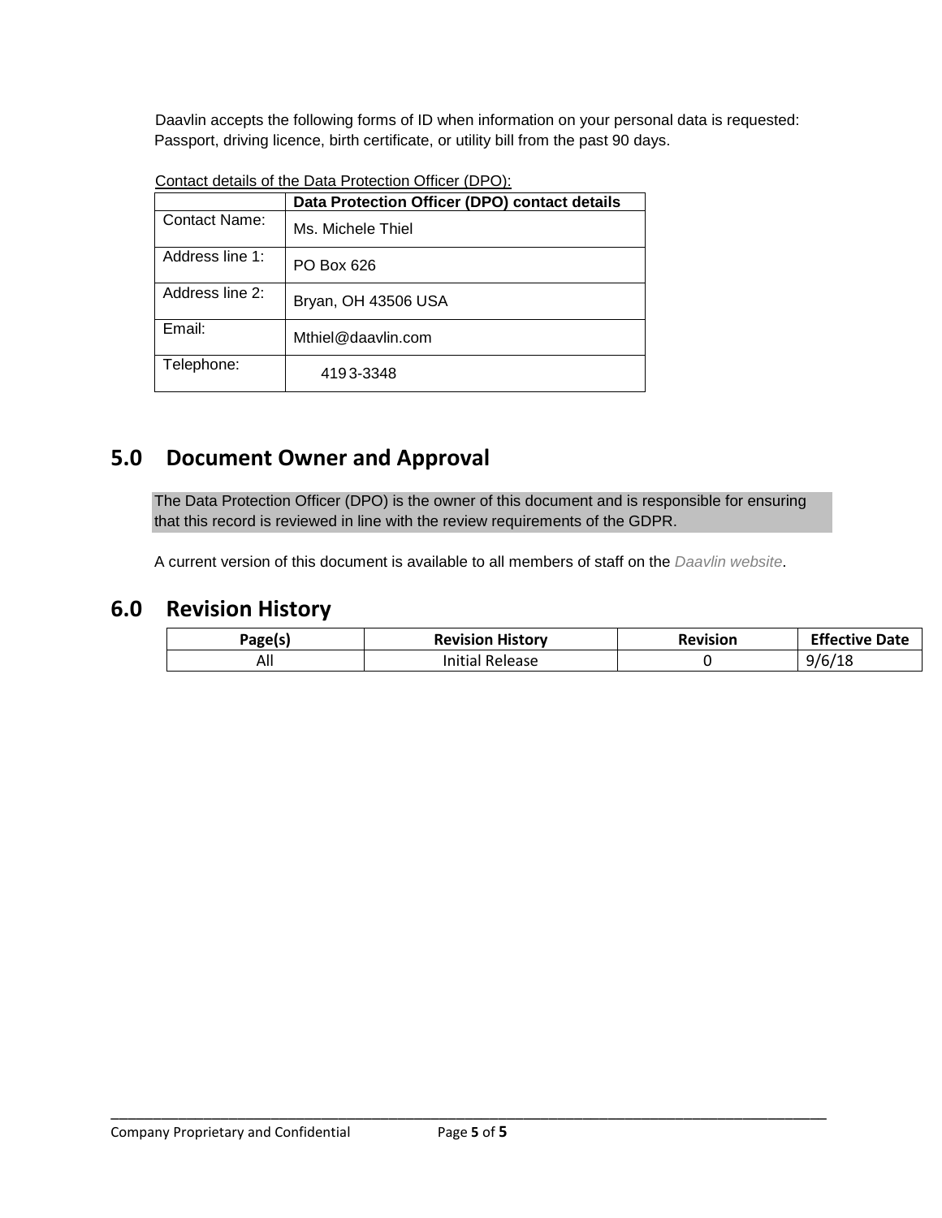Daavlin accepts the following forms of ID when information on your personal data is requested: Passport, driving licence, birth certificate, or utility bill from the past 90 days.

Contact details of the Data Protection Officer (DPO):

| | Data Protection Officer (DPO) contact details |
|---|---|
| Contact Name: | Ms. Michele Thiel |
| Address line 1: | PO Box 626 |
| Address line 2: | Bryan, OH 43506 USA |
| Email: | Mthiel@daavlin.com |
| Telephone: | 419 3-3348 |

## 5.0 Document Owner and Approval

The Data Protection Officer (DPO) is the owner of this document and is responsible for ensuring that this record is reviewed in line with the review requirements of the GDPR.

A current version of this document is available to all members of staff on the *Daavlin website*.

## 6.0 Revision History

| Page(s) | Revision History | Revision | Effective Date |
|---|---|---|---|
| All | Initial Release | 0 | 9/6/18 |

Company Proprietary and Confidential